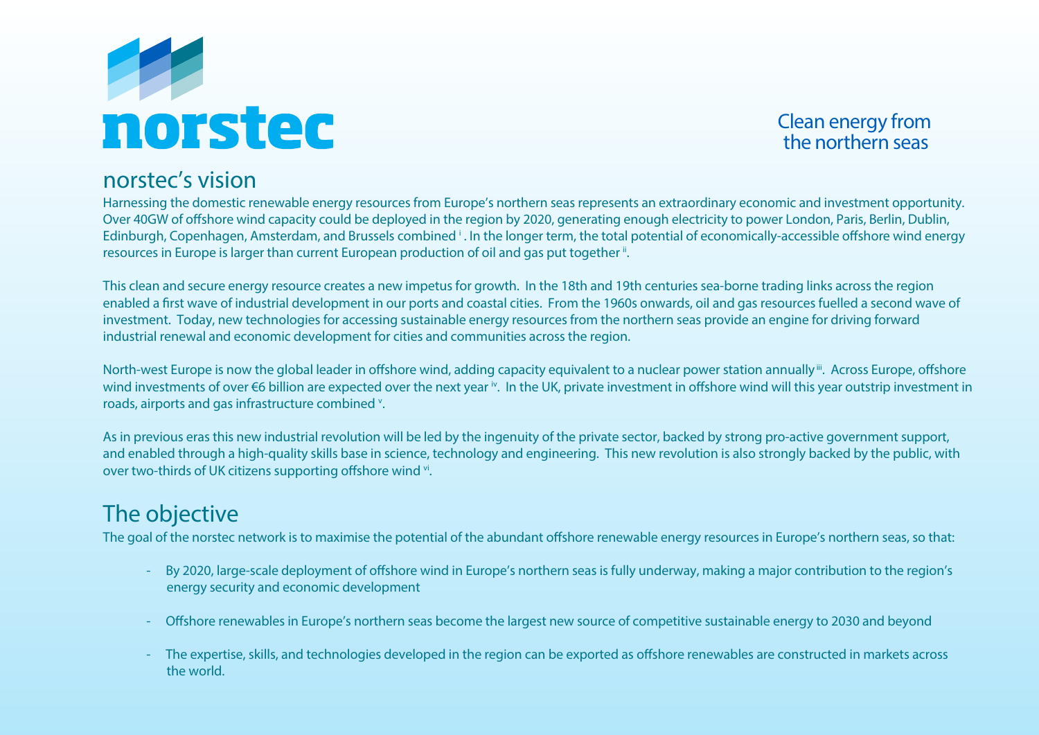# norstec

Clean energy from the northern seas

## norstec's vision

Harnessing the domestic renewable energy resources from Europe's northern seas represents an extraordinary economic and investment opportunity. Over 40GW of offshore wind capacity could be deployed in the region by 2020, generating enough electricity to power London, Paris, Berlin, Dublin, Edinburgh, Copenhagen, Amsterdam, and Brussels combined [i]. In the longer term, the total potential of economically-accessible offshore wind energy resources in Europe is larger than current European production of oil and gas put together [ii].

This clean and secure energy resource creates a new impetus for growth. In the 18th and 19th centuries sea-borne trading links across the region enabled a first wave of industrial development in our ports and coastal cities. From the 1960s onwards, oil and gas resources fuelled a second wave of investment. Today, new technologies for accessing sustainable energy resources from the northern seas provide an engine for driving forward industrial renewal and economic development for cities and communities across the region.

North-west Europe is now the global leader in offshore wind, adding capacity equivalent to a nuclear power station annually [iii]. Across Europe, offshore wind investments of over €6 billion are expected over the next year [iv]. In the UK, private investment in offshore wind will this year outstrip investment in roads, airports and gas infrastructure combined [v].

As in previous eras this new industrial revolution will be led by the ingenuity of the private sector, backed by strong pro-active government support, and enabled through a high-quality skills base in science, technology and engineering. This new revolution is also strongly backed by the public, with over two-thirds of UK citizens supporting offshore wind [vi].

## The objective

The goal of the norstec network is to maximise the potential of the abundant offshore renewable energy resources in Europe's northern seas, so that:

- By 2020, large-scale deployment of offshore wind in Europe's northern seas is fully underway, making a major contribution to the region's energy security and economic development
- Offshore renewables in Europe's northern seas become the largest new source of competitive sustainable energy to 2030 and beyond
- The expertise, skills, and technologies developed in the region can be exported as offshore renewables are constructed in markets across the world.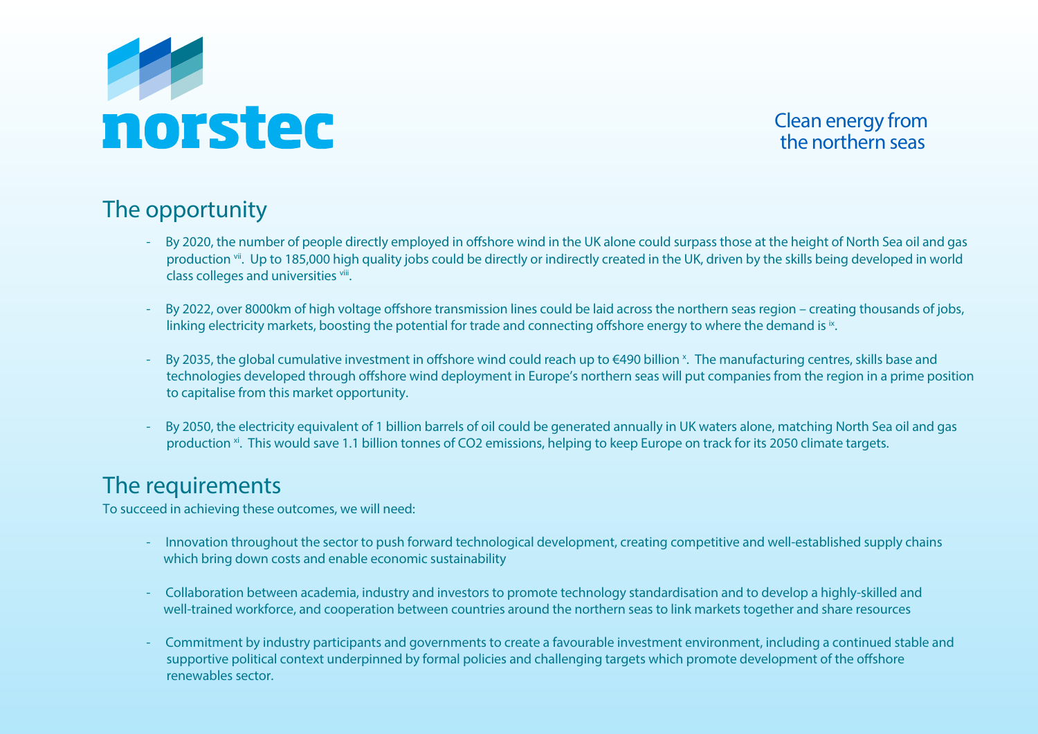norstec

Clean energy from the northern seas

## The opportunity

- By 2020, the number of people directly employed in offshore wind in the UK alone could surpass those at the height of North Sea oil and gas production [vii]. Up to 185,000 high quality jobs could be directly or indirectly created in the UK, driven by the skills being developed in world class colleges and universities [viii].
- By 2022, over 8000km of high voltage offshore transmission lines could be laid across the northern seas region – creating thousands of jobs, linking electricity markets, boosting the potential for trade and connecting offshore energy to where the demand is [ix].
- By 2035, the global cumulative investment in offshore wind could reach up to €490 billion [x]. The manufacturing centres, skills base and technologies developed through offshore wind deployment in Europe's northern seas will put companies from the region in a prime position to capitalise from this market opportunity.
- By 2050, the electricity equivalent of 1 billion barrels of oil could be generated annually in UK waters alone, matching North Sea oil and gas production [xi]. This would save 1.1 billion tonnes of $CO_2$ emissions, helping to keep Europe on track for its 2050 climate targets.

## The requirements

To succeed in achieving these outcomes, we will need:

- Innovation throughout the sector to push forward technological development, creating competitive and well-established supply chains which bring down costs and enable economic sustainability
- Collaboration between academia, industry and investors to promote technology standardisation and to develop a highly-skilled and well-trained workforce, and cooperation between countries around the northern seas to link markets together and share resources
- Commitment by industry participants and governments to create a favourable investment environment, including a continued stable and supportive political context underpinned by formal policies and challenging targets which promote development of the offshore renewables sector.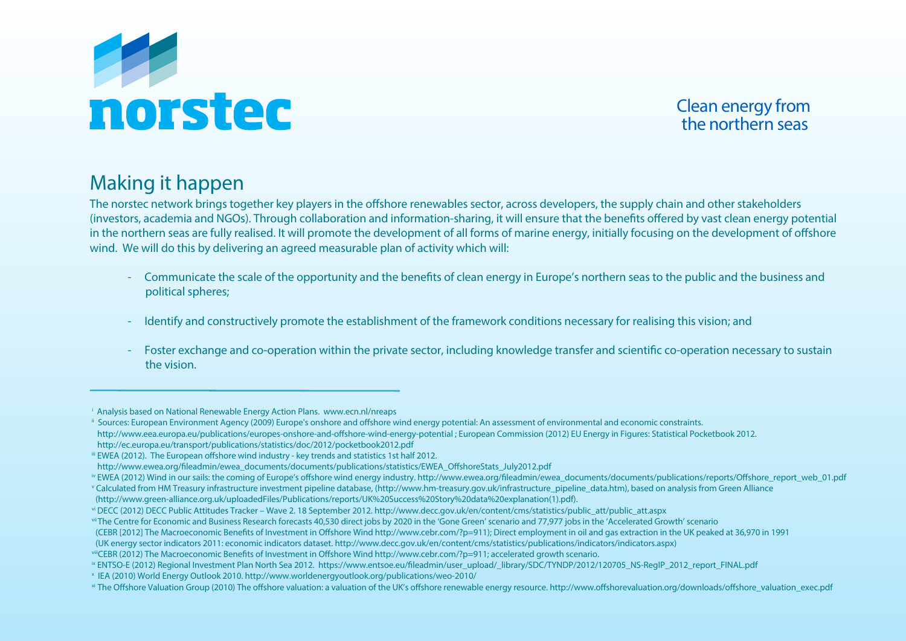# norstec

Clean energy from the northern seas

## Making it happen

The norstec network brings together key players in the offshore renewables sector, across developers, the supply chain and other stakeholders (investors, academia and NGOs). Through collaboration and information-sharing, it will ensure that the benefits offered by vast clean energy potential in the northern seas are fully realised. It will promote the development of all forms of marine energy, initially focusing on the development of offshore wind. We will do this by delivering an agreed measurable plan of activity which will:

- Communicate the scale of the opportunity and the benefits of clean energy in Europe's northern seas to the public and the business and political spheres;
- Identify and constructively promote the establishment of the framework conditions necessary for realising this vision; and
- Foster exchange and co-operation within the private sector, including knowledge transfer and scientific co-operation necessary to sustain the vision.

---

[i] Analysis based on National Renewable Energy Action Plans. www.ecn.nl/nreaps

[ii] Sources: European Environment Agency (2009) Europe's onshore and offshore wind energy potential: An assessment of environmental and economic constraints. http://www.eea.europa.eu/publications/europes-onshore-and-offshore-wind-energy-potential ; European Commission (2012) EU Energy in Figures: Statistical Pocketbook 2012. http://ec.europa.eu/transport/publications/statistics/doc/2012/pocketbook2012.pdf

[iii] EWEA (2012). The European offshore wind industry - key trends and statistics 1st half 2012. http://www.ewea.org/fileadmin/ewea_documents/documents/publications/statistics/EWEA_OffshoreStats_July2012.pdf

[iv] EWEA (2012) Wind in our sails: the coming of Europe's offshore wind energy industry. http://www.ewea.org/fileadmin/ewea_documents/documents/publications/reports/Offshore_report_web_01.pdf

[v] Calculated from HM Treasury infrastructure investment pipeline database, (http://www.hm-treasury.gov.uk/infrastructure_pipeline_data.htm), based on analysis from Green Alliance (http://www.green-alliance.org.uk/uploadedFiles/Publications/reports/UK%20Success%20Story%20data%20explanation(1).pdf).

[vi] DECC (2012) DECC Public Attitudes Tracker – Wave 2. 18 September 2012. http://www.decc.gov.uk/en/content/cms/statistics/public_att/public_att.aspx

[vii] The Centre for Economic and Business Research forecasts 40,530 direct jobs by 2020 in the 'Gone Green' scenario and 77,977 jobs in the 'Accelerated Growth' scenario (CEBR [2012] The Macroeconomic Benefits of Investment in Offshore Wind http://www.cebr.com/?p=911); Direct employment in oil and gas extraction in the UK peaked at 36,970 in 1991 (UK energy sector indicators 2011: economic indicators dataset. http://www.decc.gov.uk/en/content/cms/statistics/publications/indicators/indicators.aspx)

[viii] CEBR (2012) The Macroeconomic Benefits of Investment in Offshore Wind http://www.cebr.com/?p=911; accelerated growth scenario.

[ix] ENTSO-E (2012) Regional Investment Plan North Sea 2012. https://www.entsoe.eu/fileadmin/user_upload/_library/SDC/TYNDP/2012/120705_NS-RegIP_2012_report_FINAL.pdf

[x] IEA (2010) World Energy Outlook 2010. http://www.worldenergyoutlook.org/publications/weo-2010/

[xi] The Offshore Valuation Group (2010) The offshore valuation: a valuation of the UK's offshore renewable energy resource. http://www.offshorevaluation.org/downloads/offshore_valuation_exec.pdf